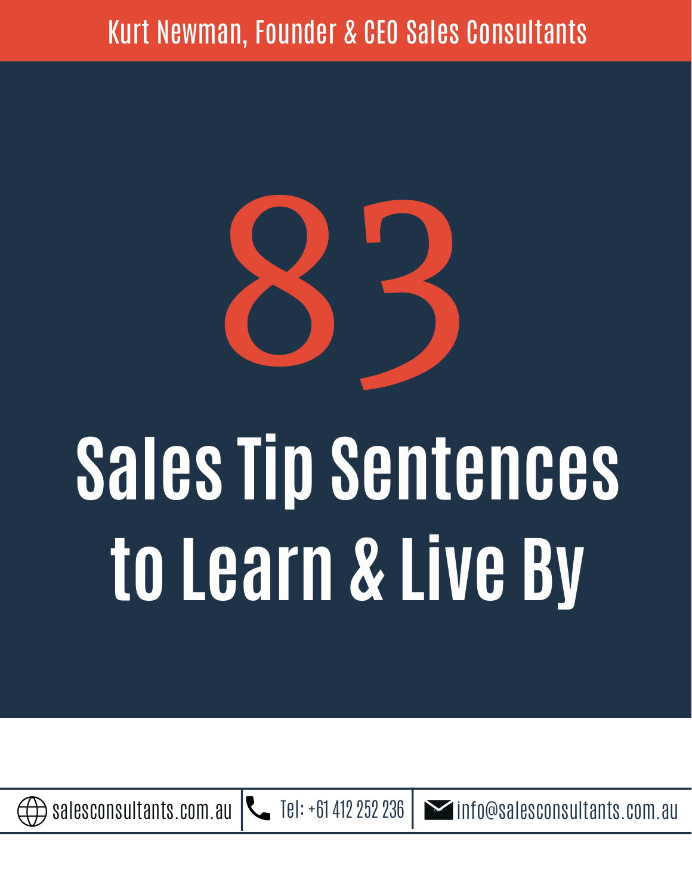Kurt Newman, Founder & CEO Sales Consultants

# 83

# Sales Tip Sentences to Learn & Live By

salesconsultants.com.au | Tel: +61 412 252 236 | info@salesconsultants.com.au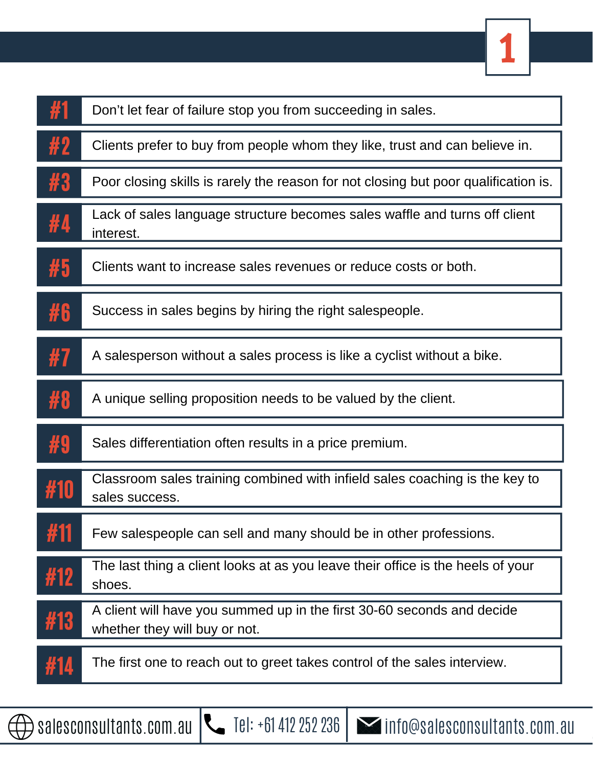**#1** Don't let fear of failure stop you from succeeding in sales.

**#2** Clients prefer to buy from people whom they like, trust and can believe in.

**#3** Poor closing skills is rarely the reason for not closing but poor qualification is.

**#4** Lack of sales language structure becomes sales waffle and turns off client interest.

**#5** Clients want to increase sales revenues or reduce costs or both.

**#6** Success in sales begins by hiring the right salespeople.

**#7** A salesperson without a sales process is like a cyclist without a bike.

**#8** A unique selling proposition needs to be valued by the client.

**#9** Sales differentiation often results in a price premium.

**#10** Classroom sales training combined with infield sales coaching is the key to sales success.

**#11** Few salespeople can sell and many should be in other professions.

**#12** The last thing a client looks at as you leave their office is the heels of your shoes.

**#13** A client will have you summed up in the first 30-60 seconds and decide whether they will buy or not.

**#14** The first one to reach out to greet takes control of the sales interview.

salesconsultants.com.au | Tel: +61 412 252 236 | info@salesconsultants.com.au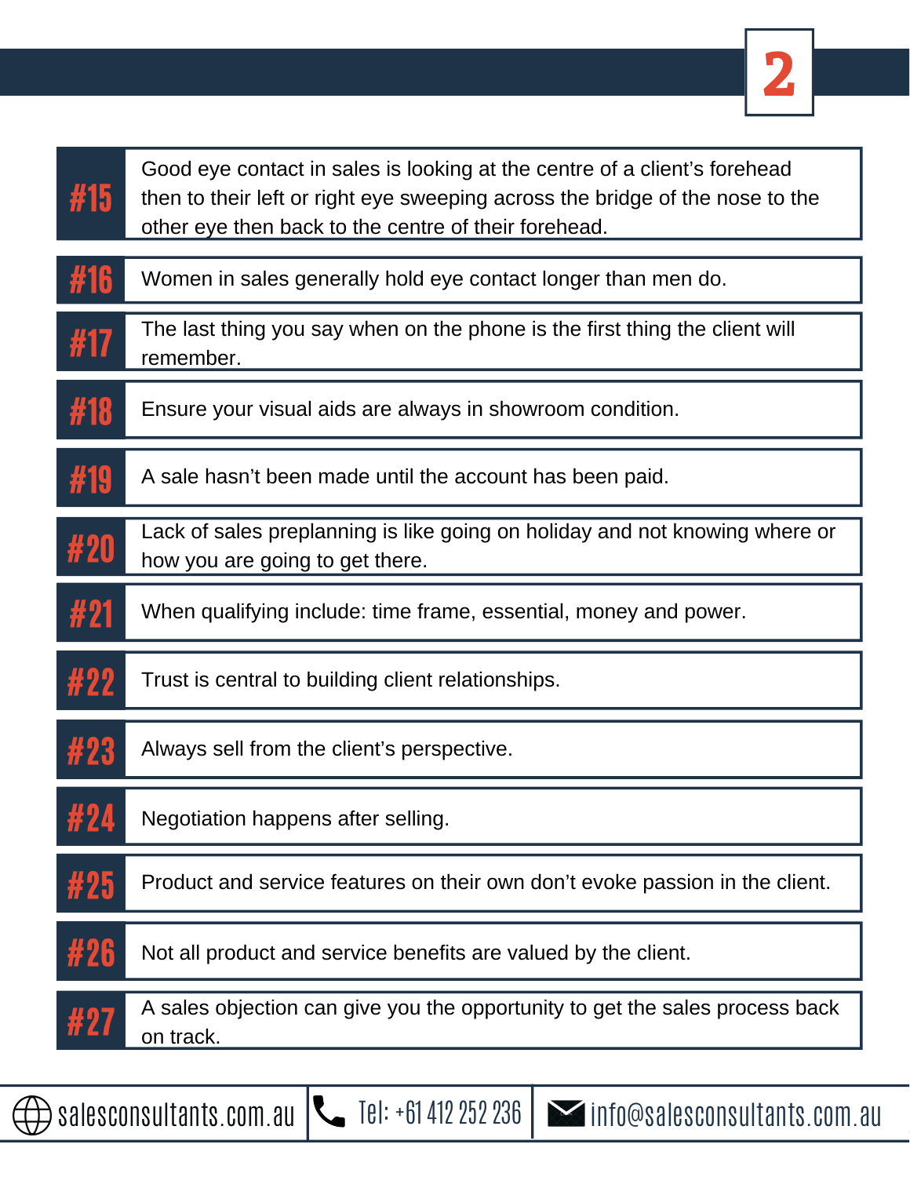# 2

| | |
|---|---|
| #15 | Good eye contact in sales is looking at the centre of a client's forehead then to their left or right eye sweeping across the bridge of the nose to the other eye then back to the centre of their forehead. |
| #16 | Women in sales generally hold eye contact longer than men do. |
| #17 | The last thing you say when on the phone is the first thing the client will remember. |
| #18 | Ensure your visual aids are always in showroom condition. |
| #19 | A sale hasn't been made until the account has been paid. |
| #20 | Lack of sales preplanning is like going on holiday and not knowing where or how you are going to get there. |
| #21 | When qualifying include: time frame, essential, money and power. |
| #22 | Trust is central to building client relationships. |
| #23 | Always sell from the client's perspective. |
| #24 | Negotiation happens after selling. |
| #25 | Product and service features on their own don't evoke passion in the client. |
| #26 | Not all product and service benefits are valued by the client. |
| #27 | A sales objection can give you the opportunity to get the sales process back on track. |

salesconsultants.com.au | Tel: +61 412 252 236 | info@salesconsultants.com.au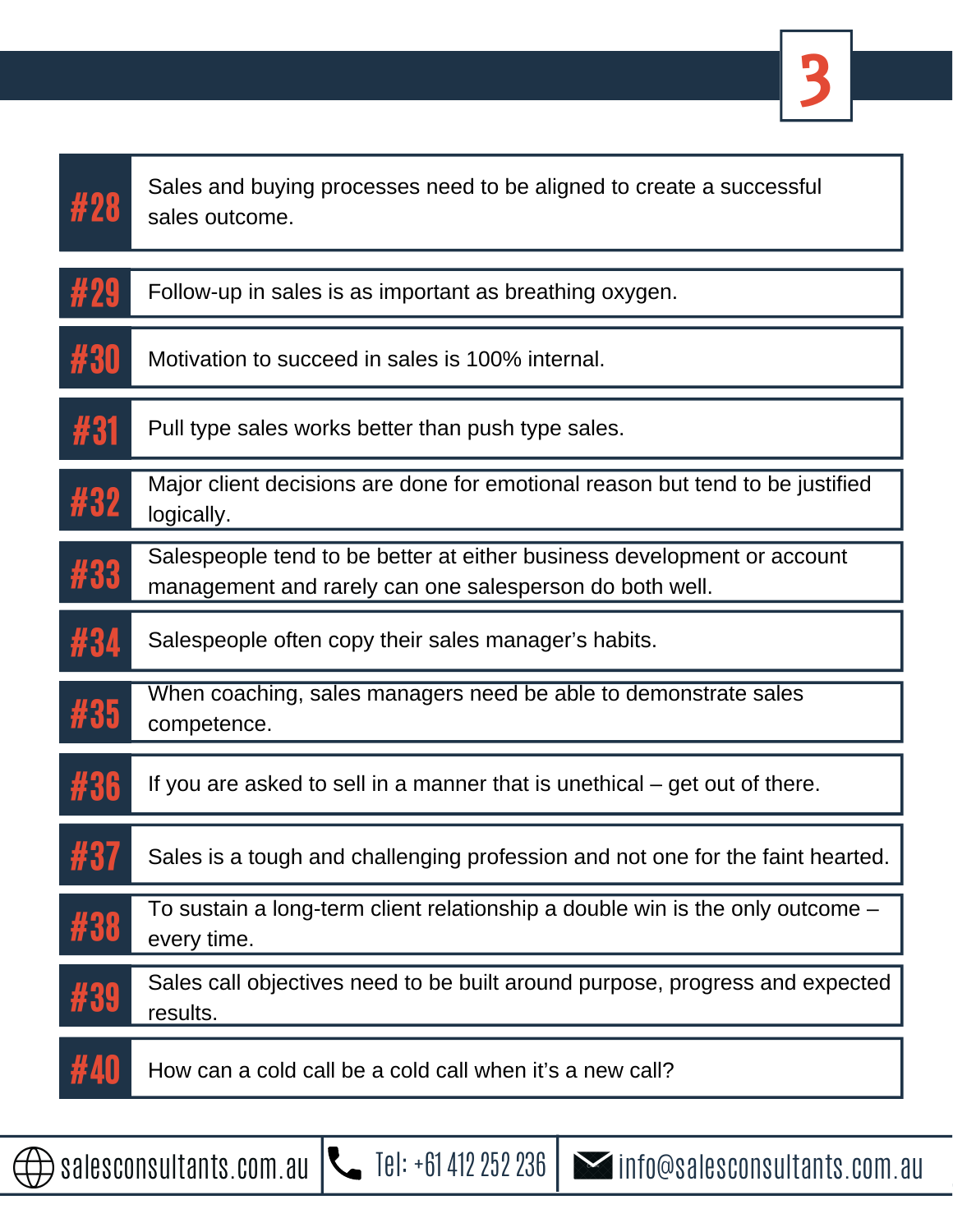**#28** Sales and buying processes need to be aligned to create a successful sales outcome.

**#29** Follow-up in sales is as important as breathing oxygen.

**#30** Motivation to succeed in sales is 100% internal.

**#31** Pull type sales works better than push type sales.

**#32** Major client decisions are done for emotional reason but tend to be justified logically.

**#33** Salespeople tend to be better at either business development or account management and rarely can one salesperson do both well.

**#34** Salespeople often copy their sales manager's habits.

**#35** When coaching, sales managers need be able to demonstrate sales competence.

**#36** If you are asked to sell in a manner that is unethical – get out of there.

**#37** Sales is a tough and challenging profession and not one for the faint hearted.

**#38** To sustain a long-term client relationship a double win is the only outcome – every time.

**#39** Sales call objectives need to be built around purpose, progress and expected results.

**#40** How can a cold call be a cold call when it's a new call?

salesconsultants.com.au | Tel: +61 412 252 236 | info@salesconsultants.com.au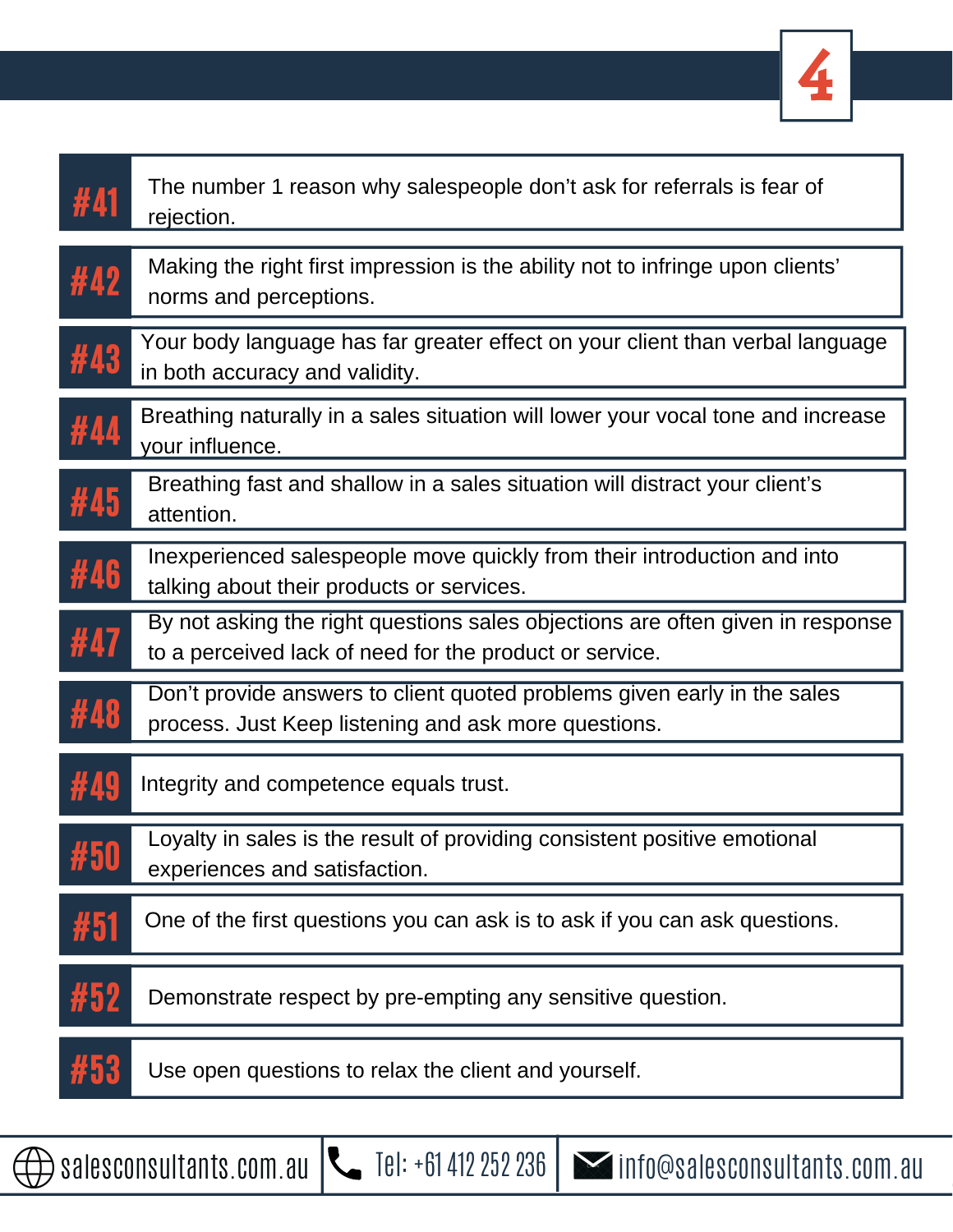# 4

**#41** The number 1 reason why salespeople don't ask for referrals is fear of rejection.

**#42** Making the right first impression is the ability not to infringe upon clients' norms and perceptions.

**#43** Your body language has far greater effect on your client than verbal language in both accuracy and validity.

**#44** Breathing naturally in a sales situation will lower your vocal tone and increase your influence.

**#45** Breathing fast and shallow in a sales situation will distract your client's attention.

**#46** Inexperienced salespeople move quickly from their introduction and into talking about their products or services.

**#47** By not asking the right questions sales objections are often given in response to a perceived lack of need for the product or service.

**#48** Don't provide answers to client quoted problems given early in the sales process. Just Keep listening and ask more questions.

**#49** Integrity and competence equals trust.

**#50** Loyalty in sales is the result of providing consistent positive emotional experiences and satisfaction.

**#51** One of the first questions you can ask is to ask if you can ask questions.

**#52** Demonstrate respect by pre-empting any sensitive question.

**#53** Use open questions to relax the client and yourself.

salesconsultants.com.au | Tel: +61 412 252 236 | info@salesconsultants.com.au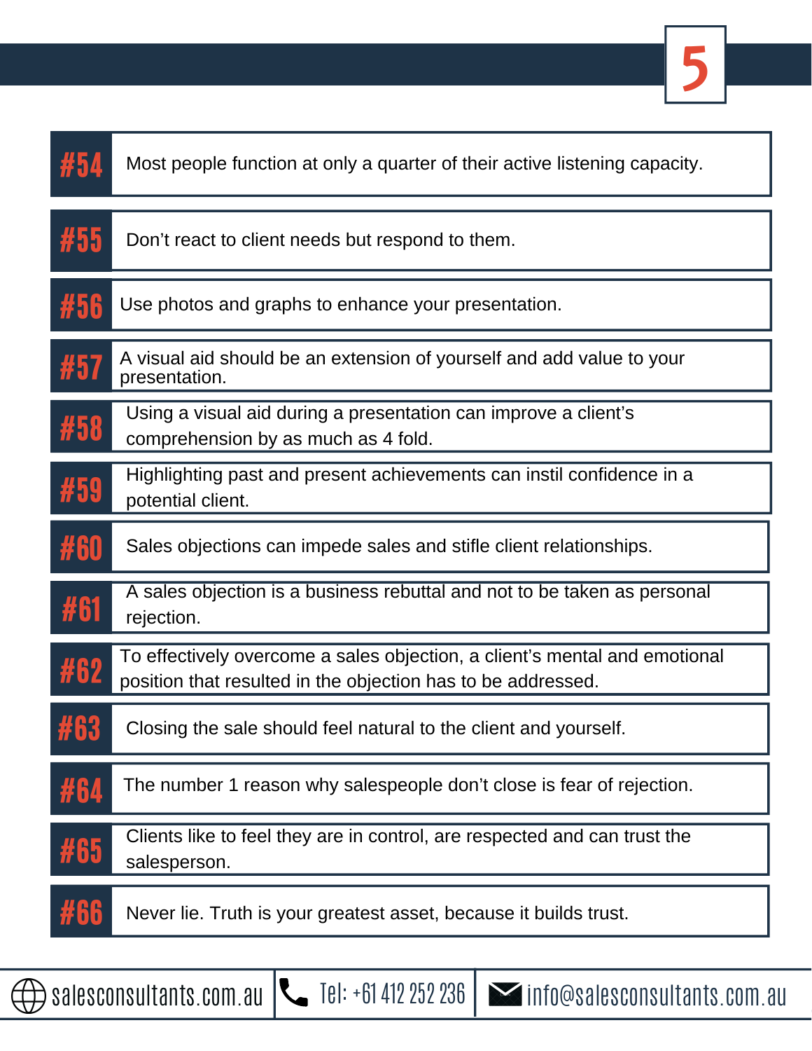5

**#54** Most people function at only a quarter of their active listening capacity.

**#55** Don't react to client needs but respond to them.

**#56** Use photos and graphs to enhance your presentation.

**#57** A visual aid should be an extension of yourself and add value to your presentation.

**#58** Using a visual aid during a presentation can improve a client's comprehension by as much as 4 fold.

**#59** Highlighting past and present achievements can instil confidence in a potential client.

**#60** Sales objections can impede sales and stifle client relationships.

**#61** A sales objection is a business rebuttal and not to be taken as personal rejection.

**#62** To effectively overcome a sales objection, a client's mental and emotional position that resulted in the objection has to be addressed.

**#63** Closing the sale should feel natural to the client and yourself.

**#64** The number 1 reason why salespeople don't close is fear of rejection.

**#65** Clients like to feel they are in control, are respected and can trust the salesperson.

**#66** Never lie. Truth is your greatest asset, because it builds trust.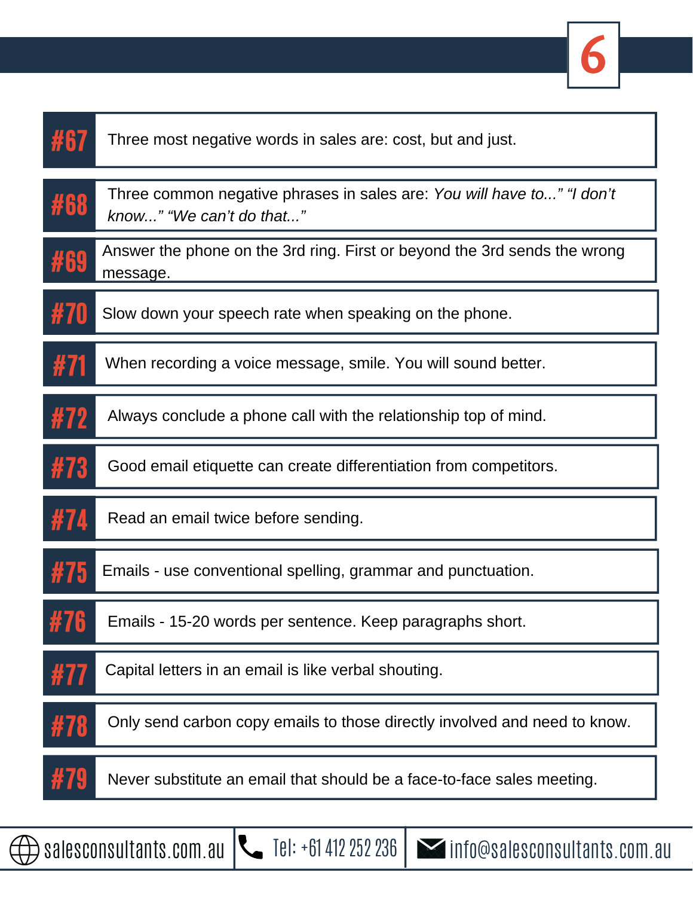# 6

**#67** Three most negative words in sales are: cost, but and just.

**#68** Three common negative phrases in sales are: *You will have to...” “I don’t know...” “We can’t do that...”*

**#69** Answer the phone on the 3rd ring. First or beyond the 3rd sends the wrong message.

**#70** Slow down your speech rate when speaking on the phone.

**#71** When recording a voice message, smile. You will sound better.

**#72** Always conclude a phone call with the relationship top of mind.

**#73** Good email etiquette can create differentiation from competitors.

**#74** Read an email twice before sending.

**#75** Emails - use conventional spelling, grammar and punctuation.

**#76** Emails - 15-20 words per sentence. Keep paragraphs short.

**#77** Capital letters in an email is like verbal shouting.

**#78** Only send carbon copy emails to those directly involved and need to know.

**#79** Never substitute an email that should be a face-to-face sales meeting.

salesconsultants.com.au | Tel: +61 412 252 236 | info@salesconsultants.com.au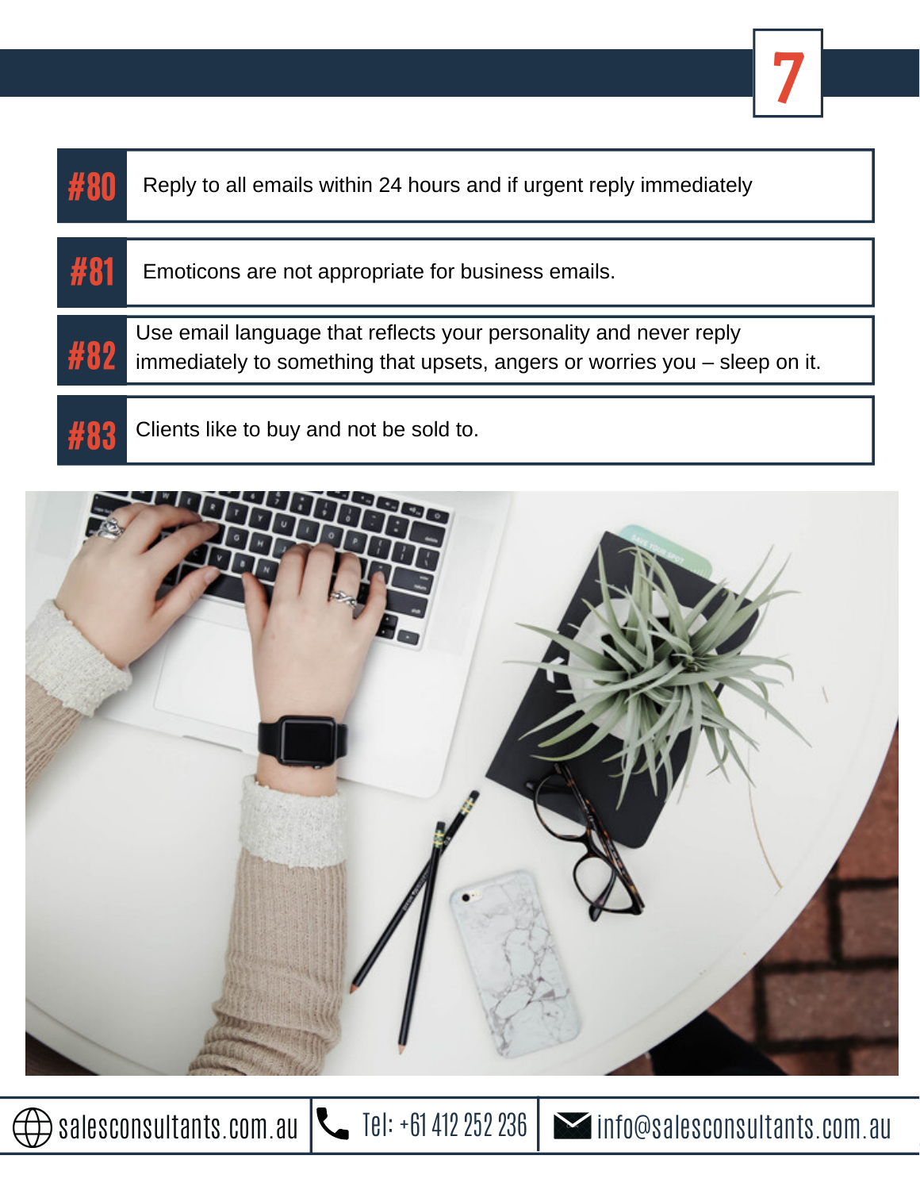**#80** Reply to all emails within 24 hours and if urgent reply immediately

**#81** Emoticons are not appropriate for business emails.

**#82** Use email language that reflects your personality and never reply immediately to something that upsets, angers or worries you – sleep on it.

**#83** Clients like to buy and not be sold to.

salesconsultants.com.au | Tel: +61 412 252 236 | info@salesconsultants.com.au